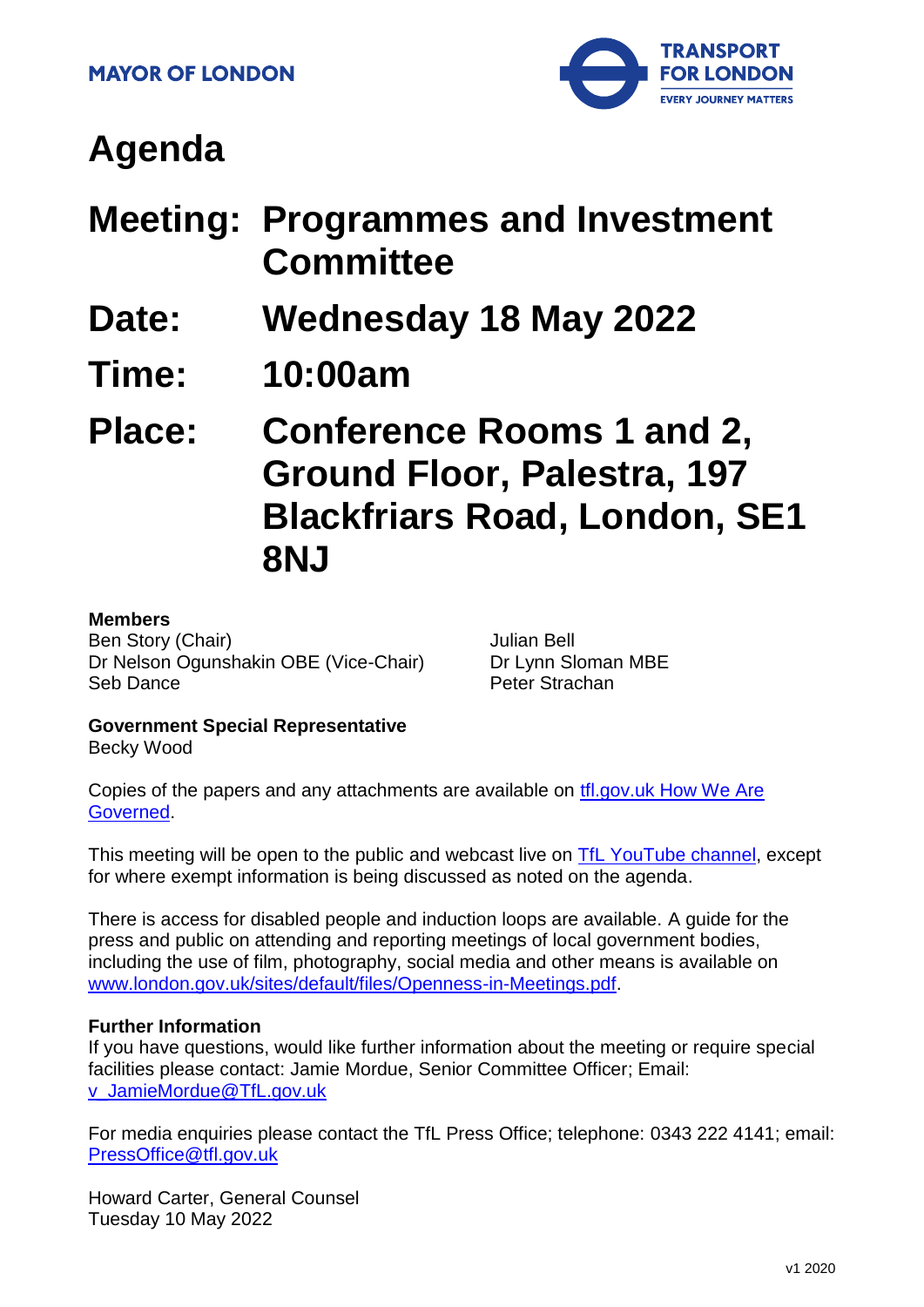MAYOR OF LONDON

TRANSPORT FOR LONDON
EVERY JOURNEY MATTERS

# Agenda

## Meeting: Programmes and Investment Committee

## Date: Wednesday 18 May 2022

## Time: 10:00am

## Place: Conference Rooms 1 and 2, Ground Floor, Palestra, 197 Blackfriars Road, London, SE1 8NJ

**Members**
Ben Story (Chair)
Dr Nelson Ogunshakin OBE (Vice-Chair)
Seb Dance
Julian Bell
Dr Lynn Sloman MBE
Peter Strachan

**Government Special Representative**
Becky Wood

Copies of the papers and any attachments are available on tfl.gov.uk How We Are Governed.

This meeting will be open to the public and webcast live on TfL YouTube channel, except for where exempt information is being discussed as noted on the agenda.

There is access for disabled people and induction loops are available. A guide for the press and public on attending and reporting meetings of local government bodies, including the use of film, photography, social media and other means is available on www.london.gov.uk/sites/default/files/Openness-in-Meetings.pdf.

**Further Information**
If you have questions, would like further information about the meeting or require special facilities please contact: Jamie Mordue, Senior Committee Officer; Email: v_JamieMordue@TfL.gov.uk

For media enquiries please contact the TfL Press Office; telephone: 0343 222 4141; email: PressOffice@tfl.gov.uk

Howard Carter, General Counsel
Tuesday 10 May 2022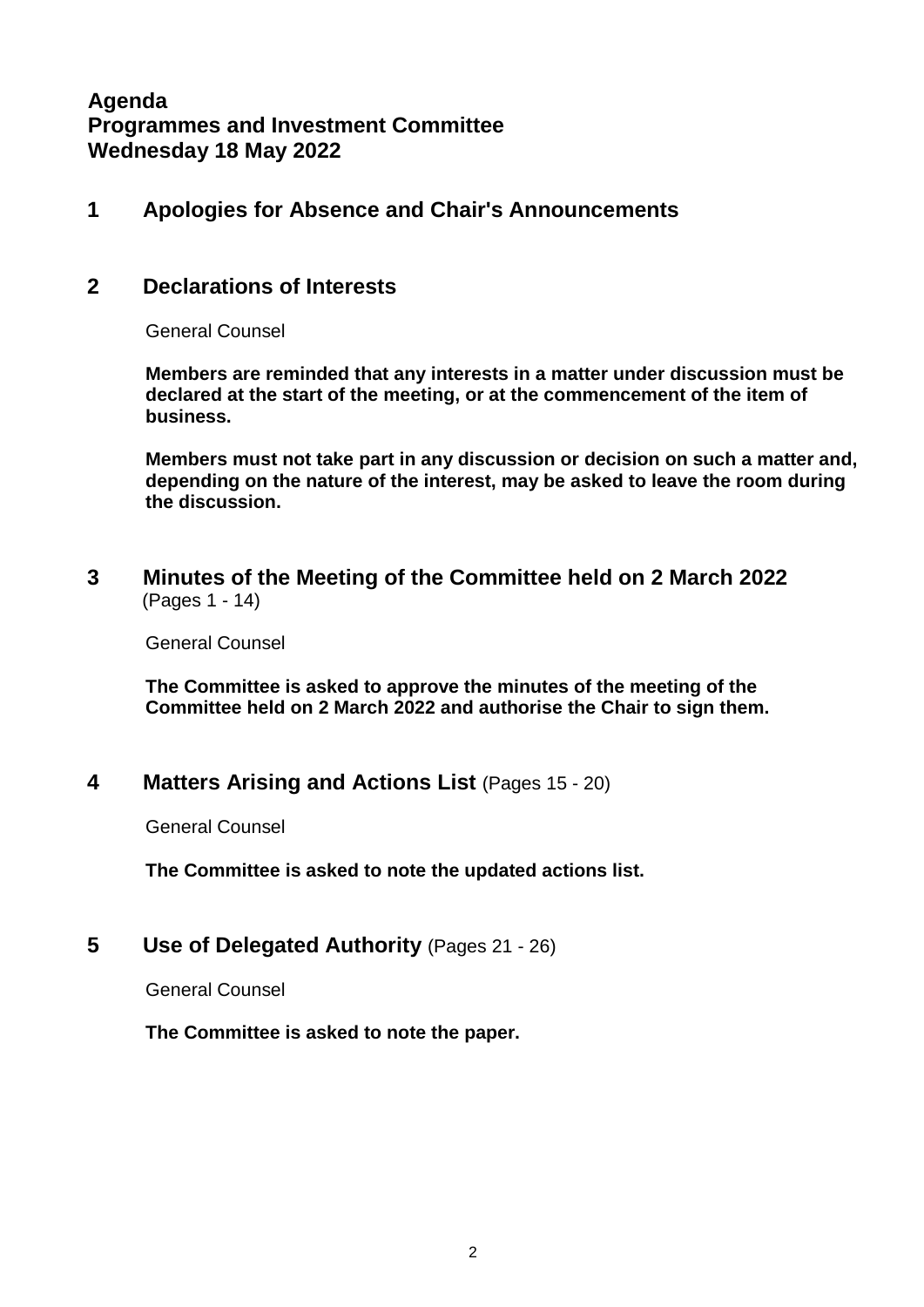**Agenda**
**Programmes and Investment Committee**
**Wednesday 18 May 2022**

## 1 Apologies for Absence and Chair's Announcements

## 2 Declarations of Interests

General Counsel

**Members are reminded that any interests in a matter under discussion must be declared at the start of the meeting, or at the commencement of the item of business.**

**Members must not take part in any discussion or decision on such a matter and, depending on the nature of the interest, may be asked to leave the room during the discussion.**

## 3 Minutes of the Meeting of the Committee held on 2 March 2022 (Pages 1 - 14)

General Counsel

**The Committee is asked to approve the minutes of the meeting of the Committee held on 2 March 2022 and authorise the Chair to sign them.**

## 4 Matters Arising and Actions List (Pages 15 - 20)

General Counsel

**The Committee is asked to note the updated actions list.**

## 5 Use of Delegated Authority (Pages 21 - 26)

General Counsel

**The Committee is asked to note the paper.**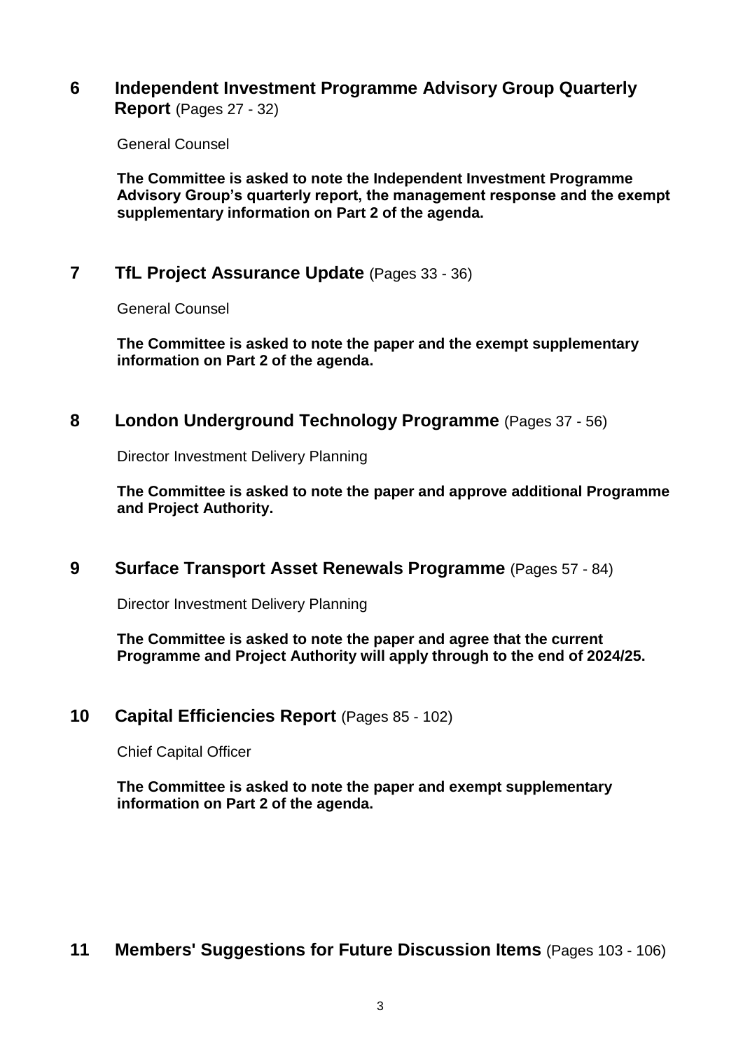## 6 Independent Investment Programme Advisory Group Quarterly Report (Pages 27 - 32)

General Counsel

**The Committee is asked to note the Independent Investment Programme Advisory Group's quarterly report, the management response and the exempt supplementary information on Part 2 of the agenda.**

## 7 TfL Project Assurance Update (Pages 33 - 36)

General Counsel

**The Committee is asked to note the paper and the exempt supplementary information on Part 2 of the agenda.**

## 8 London Underground Technology Programme (Pages 37 - 56)

Director Investment Delivery Planning

**The Committee is asked to note the paper and approve additional Programme and Project Authority.**

## 9 Surface Transport Asset Renewals Programme (Pages 57 - 84)

Director Investment Delivery Planning

**The Committee is asked to note the paper and agree that the current Programme and Project Authority will apply through to the end of 2024/25.**

## 10 Capital Efficiencies Report (Pages 85 - 102)

Chief Capital Officer

**The Committee is asked to note the paper and exempt supplementary information on Part 2 of the agenda.**

## 11 Members' Suggestions for Future Discussion Items (Pages 103 - 106)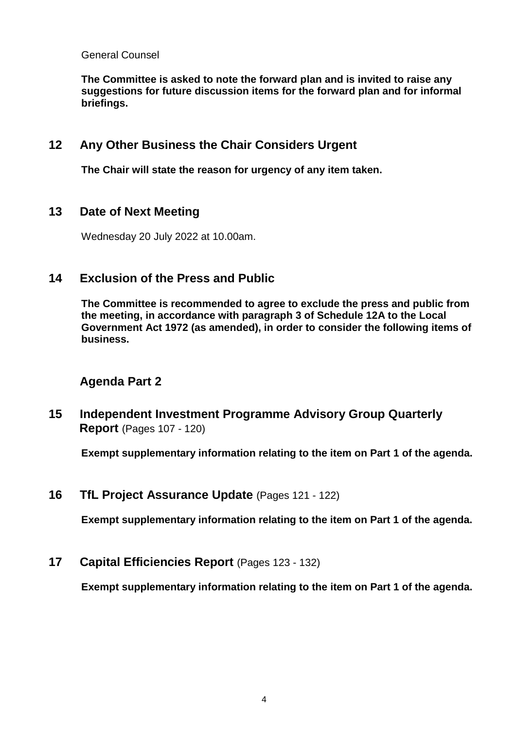General Counsel

**The Committee is asked to note the forward plan and is invited to raise any suggestions for future discussion items for the forward plan and for informal briefings.**

## 12 Any Other Business the Chair Considers Urgent

**The Chair will state the reason for urgency of any item taken.**

## 13 Date of Next Meeting

Wednesday 20 July 2022 at 10.00am.

## 14 Exclusion of the Press and Public

**The Committee is recommended to agree to exclude the press and public from the meeting, in accordance with paragraph 3 of Schedule 12A to the Local Government Act 1972 (as amended), in order to consider the following items of business.**

# Agenda Part 2

## 15 Independent Investment Programme Advisory Group Quarterly Report (Pages 107 - 120)

**Exempt supplementary information relating to the item on Part 1 of the agenda.**

## 16 TfL Project Assurance Update (Pages 121 - 122)

**Exempt supplementary information relating to the item on Part 1 of the agenda.**

## 17 Capital Efficiencies Report (Pages 123 - 132)

**Exempt supplementary information relating to the item on Part 1 of the agenda.**